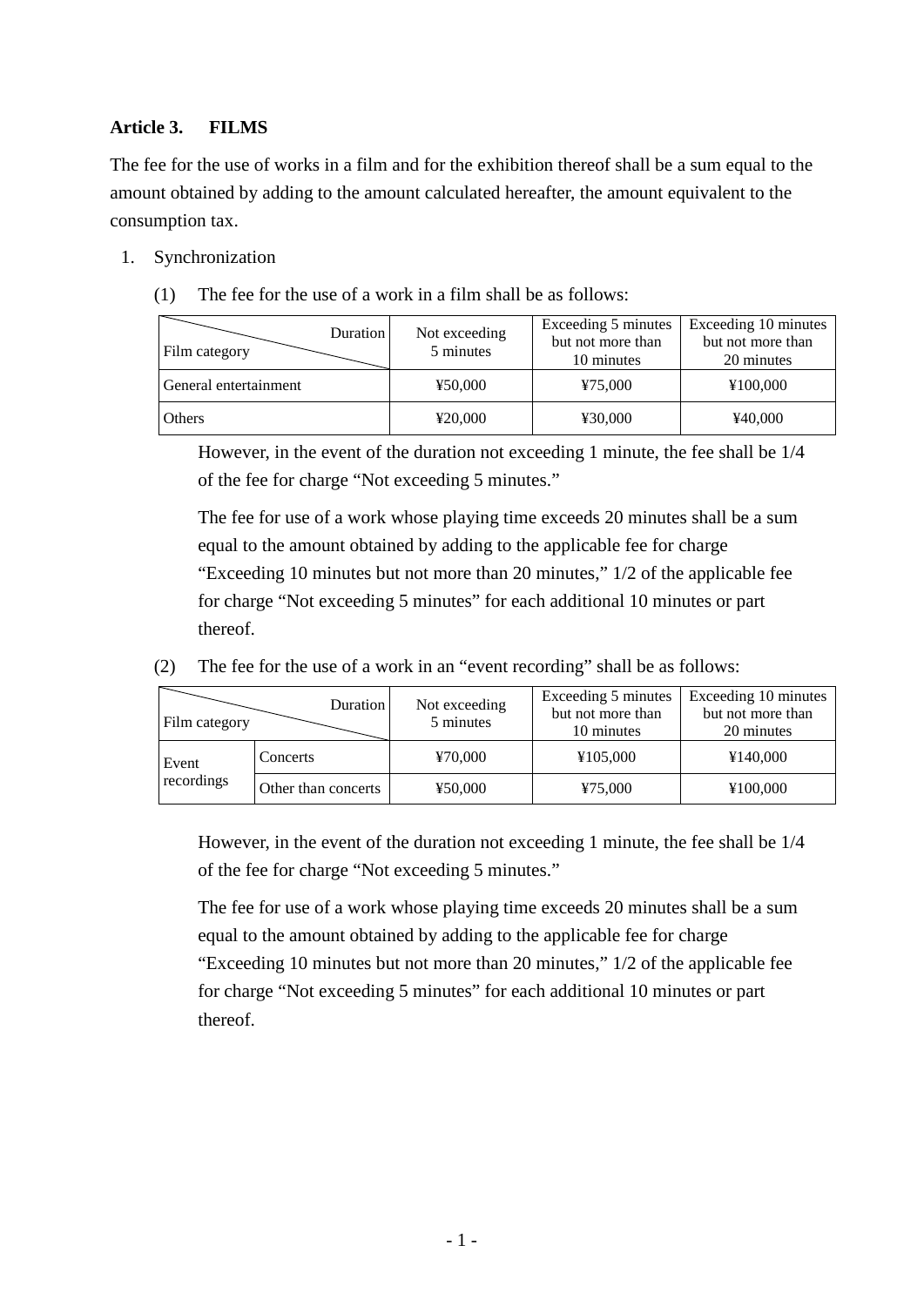### Article 3. FILMS

The fee for the use of works in a film and for the exhibition thereof shall be a sum equal to the amount obtained by adding to the amount calculated hereafter, the amount equivalent to the consumption tax.

1. Synchronization

   (1) The fee for the use of a work in a film shall be as follows:

| Film category \ Duration | Not exceeding 5 minutes | Exceeding 5 minutes but not more than 10 minutes | Exceeding 10 minutes but not more than 20 minutes |
|---|---|---|---|
| General entertainment | ¥50,000 | ¥75,000 | ¥100,000 |
| Others | ¥20,000 | ¥30,000 | ¥40,000 |

However, in the event of the duration not exceeding 1 minute, the fee shall be 1/4 of the fee for charge "Not exceeding 5 minutes."

The fee for use of a work whose playing time exceeds 20 minutes shall be a sum equal to the amount obtained by adding to the applicable fee for charge "Exceeding 10 minutes but not more than 20 minutes," 1/2 of the applicable fee for charge "Not exceeding 5 minutes" for each additional 10 minutes or part thereof.

   (2) The fee for the use of a work in an "event recording" shall be as follows:

| Film category \ Duration | | Not exceeding 5 minutes | Exceeding 5 minutes but not more than 10 minutes | Exceeding 10 minutes but not more than 20 minutes |
|---|---|---|---|---|
| Event recordings | Concerts | ¥70,000 | ¥105,000 | ¥140,000 |
| | Other than concerts | ¥50,000 | ¥75,000 | ¥100,000 |

However, in the event of the duration not exceeding 1 minute, the fee shall be 1/4 of the fee for charge "Not exceeding 5 minutes."

The fee for use of a work whose playing time exceeds 20 minutes shall be a sum equal to the amount obtained by adding to the applicable fee for charge "Exceeding 10 minutes but not more than 20 minutes," 1/2 of the applicable fee for charge "Not exceeding 5 minutes" for each additional 10 minutes or part thereof.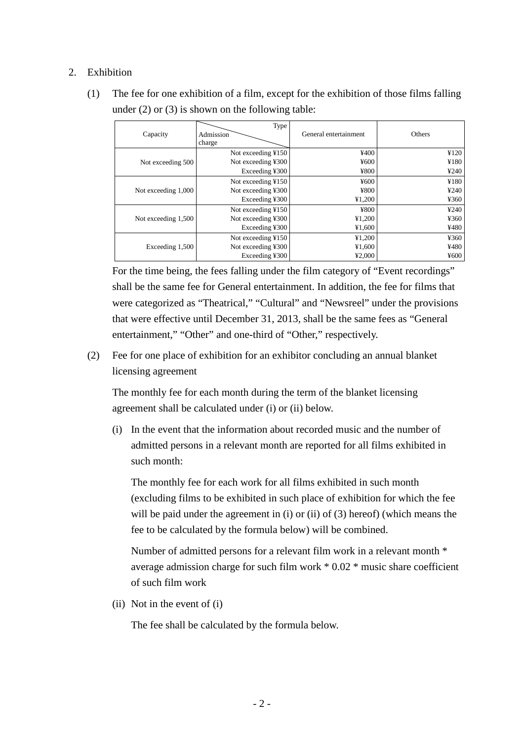2. Exhibition

(1) The fee for one exhibition of a film, except for the exhibition of those films falling under (2) or (3) is shown on the following table:

| Capacity | Admission charge \ Type | General entertainment | Others |
|---|---|---|---|
| Not exceeding 500 | Not exceeding ¥150 | ¥400 | ¥120 |
| | Not exceeding ¥300 | ¥600 | ¥180 |
| | Exceeding ¥300 | ¥800 | ¥240 |
| Not exceeding 1,000 | Not exceeding ¥150 | ¥600 | ¥180 |
| | Not exceeding ¥300 | ¥800 | ¥240 |
| | Exceeding ¥300 | ¥1,200 | ¥360 |
| Not exceeding 1,500 | Not exceeding ¥150 | ¥800 | ¥240 |
| | Not exceeding ¥300 | ¥1,200 | ¥360 |
| | Exceeding ¥300 | ¥1,600 | ¥480 |
| Exceeding 1,500 | Not exceeding ¥150 | ¥1,200 | ¥360 |
| | Not exceeding ¥300 | ¥1,600 | ¥480 |
| | Exceeding ¥300 | ¥2,000 | ¥600 |

For the time being, the fees falling under the film category of "Event recordings" shall be the same fee for General entertainment. In addition, the fee for films that were categorized as "Theatrical," "Cultural" and "Newsreel" under the provisions that were effective until December 31, 2013, shall be the same fees as "General entertainment," "Other" and one-third of "Other," respectively.

(2) Fee for one place of exhibition for an exhibitor concluding an annual blanket licensing agreement

The monthly fee for each month during the term of the blanket licensing agreement shall be calculated under (i) or (ii) below.

(i) In the event that the information about recorded music and the number of admitted persons in a relevant month are reported for all films exhibited in such month:

The monthly fee for each work for all films exhibited in such month (excluding films to be exhibited in such place of exhibition for which the fee will be paid under the agreement in (i) or (ii) of (3) hereof) (which means the fee to be calculated by the formula below) will be combined.

Number of admitted persons for a relevant film work in a relevant month * average admission charge for such film work * 0.02 * music share coefficient of such film work

(ii) Not in the event of (i)

The fee shall be calculated by the formula below.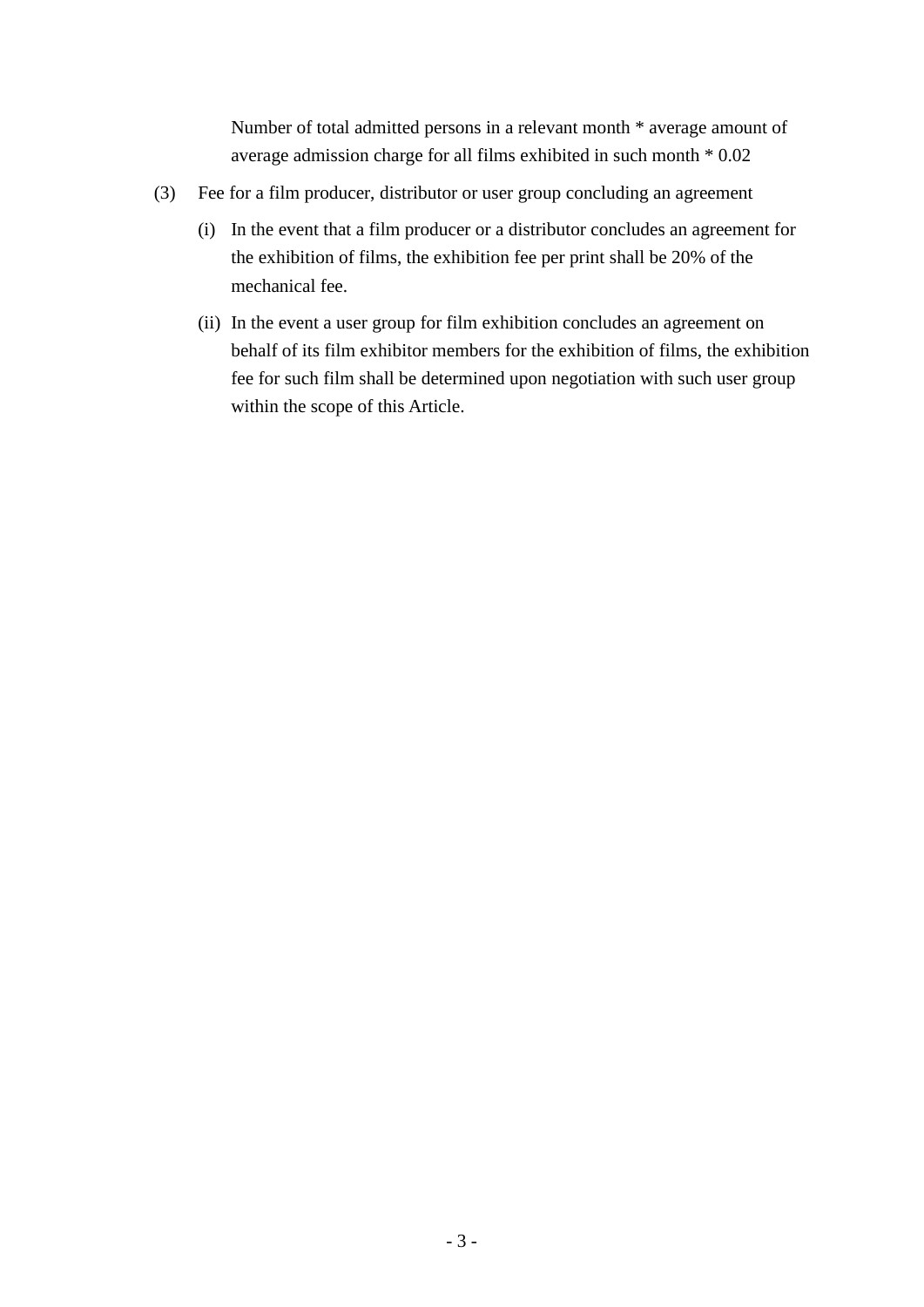Number of total admitted persons in a relevant month * average amount of average admission charge for all films exhibited in such month * 0.02

(3) Fee for a film producer, distributor or user group concluding an agreement

(i) In the event that a film producer or a distributor concludes an agreement for the exhibition of films, the exhibition fee per print shall be 20% of the mechanical fee.

(ii) In the event a user group for film exhibition concludes an agreement on behalf of its film exhibitor members for the exhibition of films, the exhibition fee for such film shall be determined upon negotiation with such user group within the scope of this Article.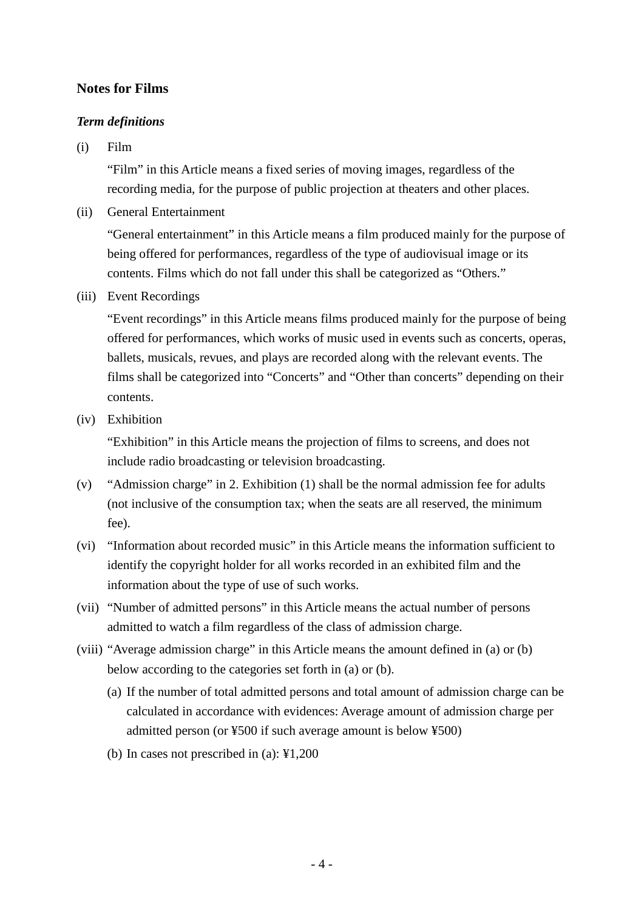## Notes for Films

### *Term definitions*

(i) Film

“Film” in this Article means a fixed series of moving images, regardless of the recording media, for the purpose of public projection at theaters and other places.

(ii) General Entertainment

“General entertainment” in this Article means a film produced mainly for the purpose of being offered for performances, regardless of the type of audiovisual image or its contents. Films which do not fall under this shall be categorized as “Others.”

(iii) Event Recordings

“Event recordings” in this Article means films produced mainly for the purpose of being offered for performances, which works of music used in events such as concerts, operas, ballets, musicals, revues, and plays are recorded along with the relevant events. The films shall be categorized into “Concerts” and “Other than concerts” depending on their contents.

(iv) Exhibition

“Exhibition” in this Article means the projection of films to screens, and does not include radio broadcasting or television broadcasting.

(v) “Admission charge” in 2. Exhibition (1) shall be the normal admission fee for adults (not inclusive of the consumption tax; when the seats are all reserved, the minimum fee).

(vi) “Information about recorded music” in this Article means the information sufficient to identify the copyright holder for all works recorded in an exhibited film and the information about the type of use of such works.

(vii) “Number of admitted persons” in this Article means the actual number of persons admitted to watch a film regardless of the class of admission charge.

(viii) “Average admission charge” in this Article means the amount defined in (a) or (b) below according to the categories set forth in (a) or (b).

(a) If the number of total admitted persons and total amount of admission charge can be calculated in accordance with evidences: Average amount of admission charge per admitted person (or ¥500 if such average amount is below ¥500)

(b) In cases not prescribed in (a): ¥1,200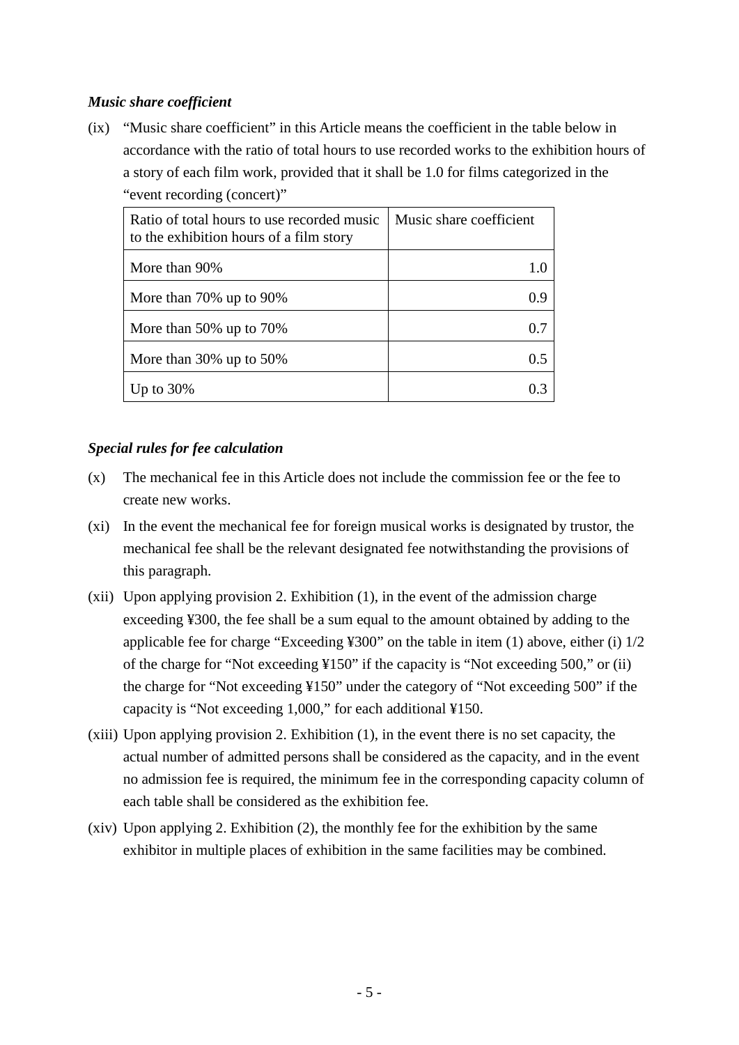### *Music share coefficient*

(ix) "Music share coefficient" in this Article means the coefficient in the table below in accordance with the ratio of total hours to use recorded works to the exhibition hours of a story of each film work, provided that it shall be 1.0 for films categorized in the "event recording (concert)"

| Ratio of total hours to use recorded music to the exhibition hours of a film story | Music share coefficient |
|---|---|
| More than 90% | 1.0 |
| More than 70% up to 90% | 0.9 |
| More than 50% up to 70% | 0.7 |
| More than 30% up to 50% | 0.5 |
| Up to 30% | 0.3 |

### *Special rules for fee calculation*

(x) The mechanical fee in this Article does not include the commission fee or the fee to create new works.

(xi) In the event the mechanical fee for foreign musical works is designated by trustor, the mechanical fee shall be the relevant designated fee notwithstanding the provisions of this paragraph.

(xii) Upon applying provision 2. Exhibition (1), in the event of the admission charge exceeding ¥300, the fee shall be a sum equal to the amount obtained by adding to the applicable fee for charge "Exceeding ¥300" on the table in item (1) above, either (i) 1/2 of the charge for "Not exceeding ¥150" if the capacity is "Not exceeding 500," or (ii) the charge for "Not exceeding ¥150" under the category of "Not exceeding 500" if the capacity is "Not exceeding 1,000," for each additional ¥150.

(xiii) Upon applying provision 2. Exhibition (1), in the event there is no set capacity, the actual number of admitted persons shall be considered as the capacity, and in the event no admission fee is required, the minimum fee in the corresponding capacity column of each table shall be considered as the exhibition fee.

(xiv) Upon applying 2. Exhibition (2), the monthly fee for the exhibition by the same exhibitor in multiple places of exhibition in the same facilities may be combined.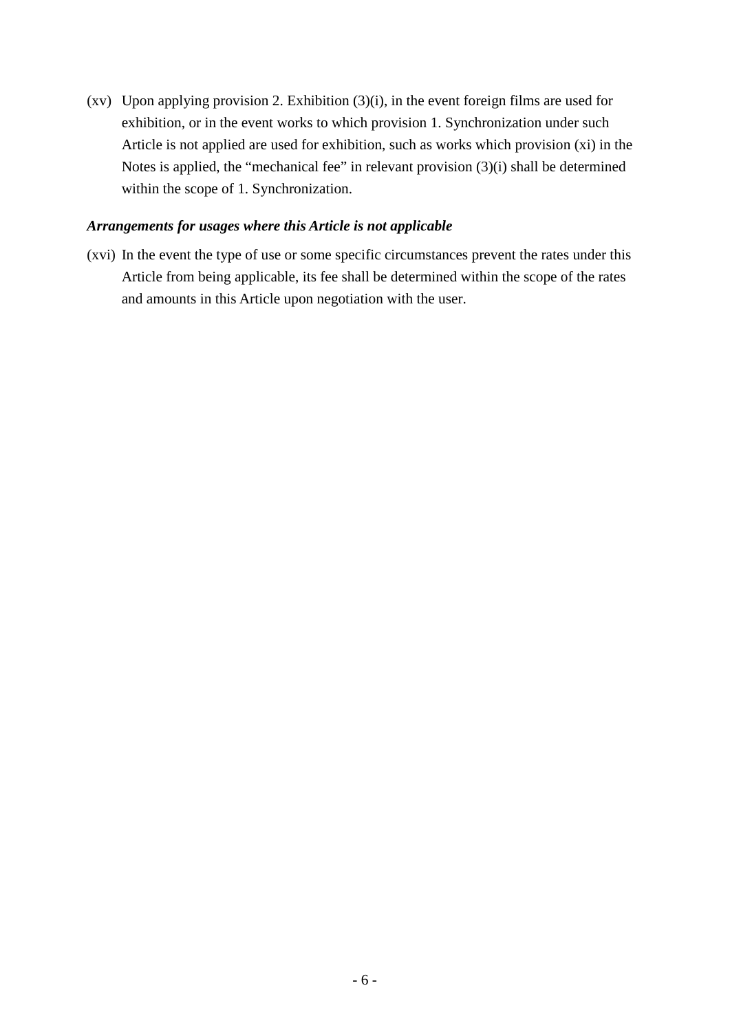(xv) Upon applying provision 2. Exhibition (3)(i), in the event foreign films are used for exhibition, or in the event works to which provision 1. Synchronization under such Article is not applied are used for exhibition, such as works which provision (xi) in the Notes is applied, the “mechanical fee” in relevant provision (3)(i) shall be determined within the scope of 1. Synchronization.

***Arrangements for usages where this Article is not applicable***

(xvi) In the event the type of use or some specific circumstances prevent the rates under this Article from being applicable, its fee shall be determined within the scope of the rates and amounts in this Article upon negotiation with the user.